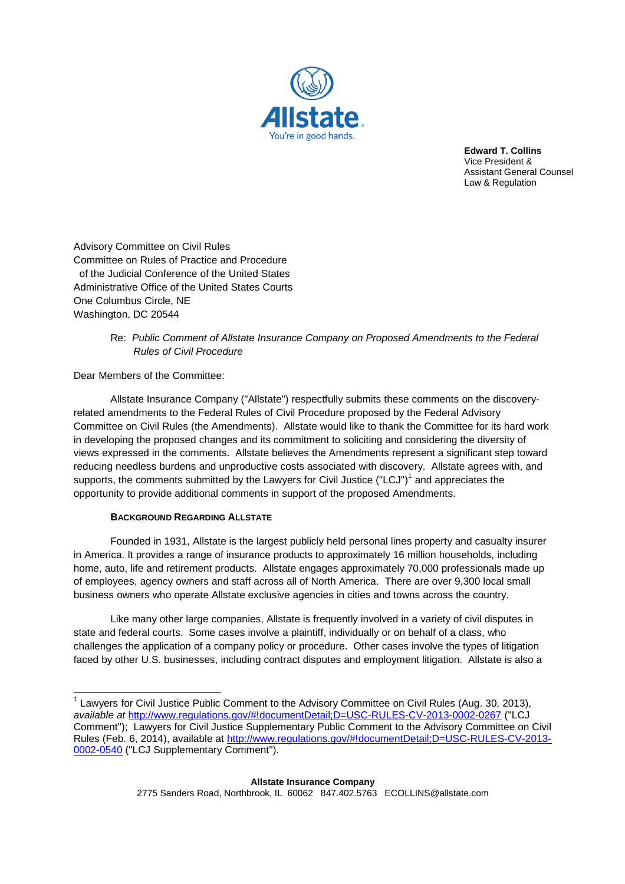Allstate

You're in good hands.

**Edward T. Collins**
Vice President &
Assistant General Counsel
Law & Regulation

Advisory Committee on Civil Rules
Committee on Rules of Practice and Procedure
of the Judicial Conference of the United States
Administrative Office of the United States Courts
One Columbus Circle, NE
Washington, DC 20544

Re: *Public Comment of Allstate Insurance Company on Proposed Amendments to the Federal Rules of Civil Procedure*

Dear Members of the Committee:

Allstate Insurance Company ("Allstate") respectfully submits these comments on the discovery-related amendments to the Federal Rules of Civil Procedure proposed by the Federal Advisory Committee on Civil Rules (the Amendments). Allstate would like to thank the Committee for its hard work in developing the proposed changes and its commitment to soliciting and considering the diversity of views expressed in the comments. Allstate believes the Amendments represent a significant step toward reducing needless burdens and unproductive costs associated with discovery. Allstate agrees with, and supports, the comments submitted by the Lawyers for Civil Justice ("LCJ")[1] and appreciates the opportunity to provide additional comments in support of the proposed Amendments.

**BACKGROUND REGARDING ALLSTATE**

Founded in 1931, Allstate is the largest publicly held personal lines property and casualty insurer in America. It provides a range of insurance products to approximately 16 million households, including home, auto, life and retirement products. Allstate engages approximately 70,000 professionals made up of employees, agency owners and staff across all of North America. There are over 9,300 local small business owners who operate Allstate exclusive agencies in cities and towns across the country.

Like many other large companies, Allstate is frequently involved in a variety of civil disputes in state and federal courts. Some cases involve a plaintiff, individually or on behalf of a class, who challenges the application of a company policy or procedure. Other cases involve the types of litigation faced by other U.S. businesses, including contract disputes and employment litigation. Allstate is also a

[1] Lawyers for Civil Justice Public Comment to the Advisory Committee on Civil Rules (Aug. 30, 2013), *available at* http://www.regulations.gov/#!documentDetail;D=USC-RULES-CV-2013-0002-0267 ("LCJ Comment"); Lawyers for Civil Justice Supplementary Public Comment to the Advisory Committee on Civil Rules (Feb. 6, 2014), available at http://www.regulations.gov/#!documentDetail;D=USC-RULES-CV-2013-0002-0540 ("LCJ Supplementary Comment").

**Allstate Insurance Company**
2775 Sanders Road, Northbrook, IL 60062 847.402.5763 ECOLLINS@allstate.com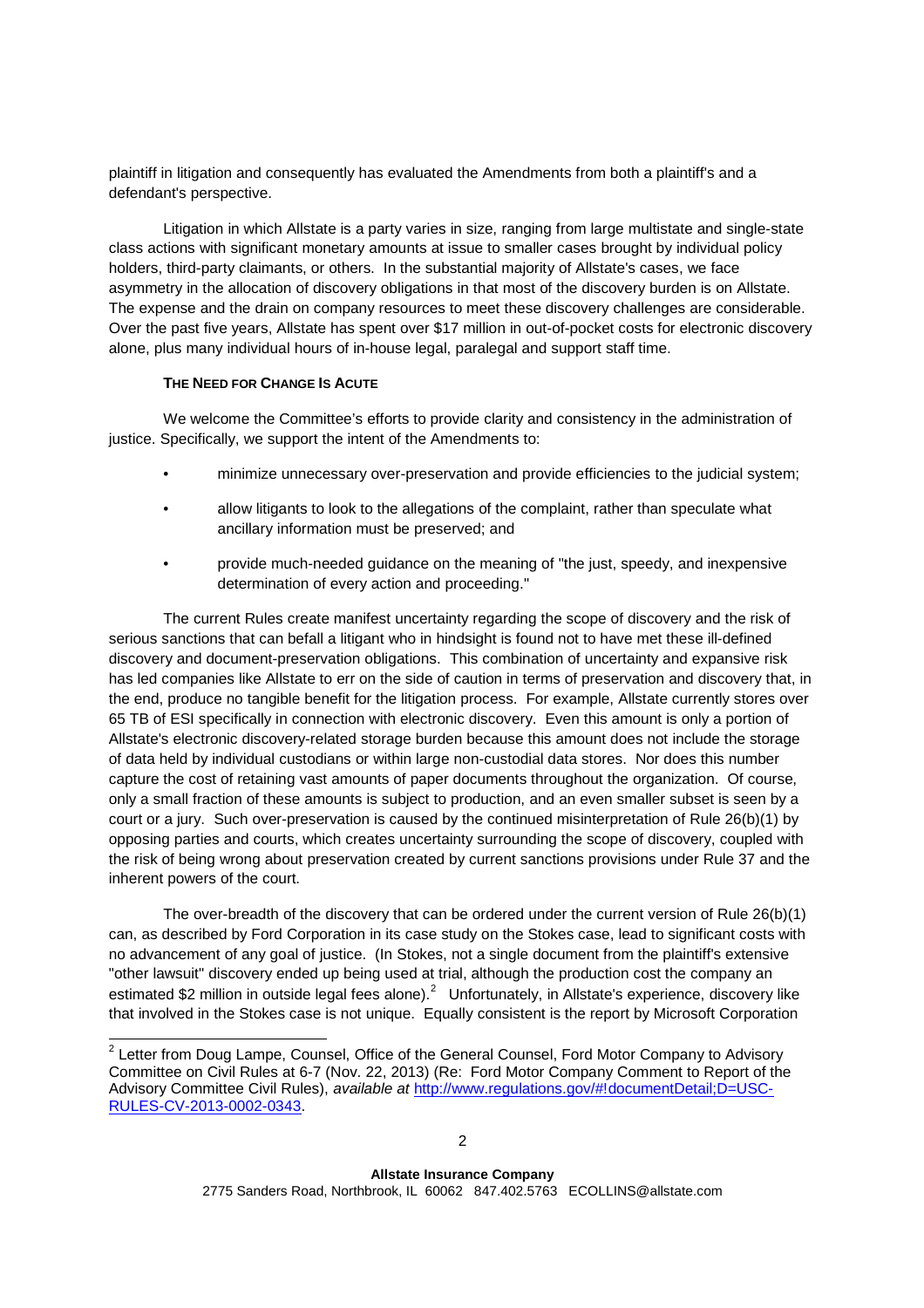plaintiff in litigation and consequently has evaluated the Amendments from both a plaintiff's and a defendant's perspective.

Litigation in which Allstate is a party varies in size, ranging from large multistate and single-state class actions with significant monetary amounts at issue to smaller cases brought by individual policy holders, third-party claimants, or others. In the substantial majority of Allstate's cases, we face asymmetry in the allocation of discovery obligations in that most of the discovery burden is on Allstate. The expense and the drain on company resources to meet these discovery challenges are considerable. Over the past five years, Allstate has spent over $17 million in out-of-pocket costs for electronic discovery alone, plus many individual hours of in-house legal, paralegal and support staff time.

**THE NEED FOR CHANGE IS ACUTE**

We welcome the Committee's efforts to provide clarity and consistency in the administration of justice. Specifically, we support the intent of the Amendments to:

- minimize unnecessary over-preservation and provide efficiencies to the judicial system;
- allow litigants to look to the allegations of the complaint, rather than speculate what ancillary information must be preserved; and
- provide much-needed guidance on the meaning of "the just, speedy, and inexpensive determination of every action and proceeding."

The current Rules create manifest uncertainty regarding the scope of discovery and the risk of serious sanctions that can befall a litigant who in hindsight is found not to have met these ill-defined discovery and document-preservation obligations. This combination of uncertainty and expansive risk has led companies like Allstate to err on the side of caution in terms of preservation and discovery that, in the end, produce no tangible benefit for the litigation process. For example, Allstate currently stores over 65 TB of ESI specifically in connection with electronic discovery. Even this amount is only a portion of Allstate's electronic discovery-related storage burden because this amount does not include the storage of data held by individual custodians or within large non-custodial data stores. Nor does this number capture the cost of retaining vast amounts of paper documents throughout the organization. Of course, only a small fraction of these amounts is subject to production, and an even smaller subset is seen by a court or a jury. Such over-preservation is caused by the continued misinterpretation of Rule 26(b)(1) by opposing parties and courts, which creates uncertainty surrounding the scope of discovery, coupled with the risk of being wrong about preservation created by current sanctions provisions under Rule 37 and the inherent powers of the court.

The over-breadth of the discovery that can be ordered under the current version of Rule 26(b)(1) can, as described by Ford Corporation in its case study on the Stokes case, lead to significant costs with no advancement of any goal of justice. (In Stokes, not a single document from the plaintiff's extensive "other lawsuit" discovery ended up being used at trial, although the production cost the company an estimated $2 million in outside legal fees alone).[2] Unfortunately, in Allstate's experience, discovery like that involved in the Stokes case is not unique. Equally consistent is the report by Microsoft Corporation

[2] Letter from Doug Lampe, Counsel, Office of the General Counsel, Ford Motor Company to Advisory Committee on Civil Rules at 6-7 (Nov. 22, 2013) (Re: Ford Motor Company Comment to Report of the Advisory Committee Civil Rules), *available at* http://www.regulations.gov/#!documentDetail;D=USC-RULES-CV-2013-0002-0343.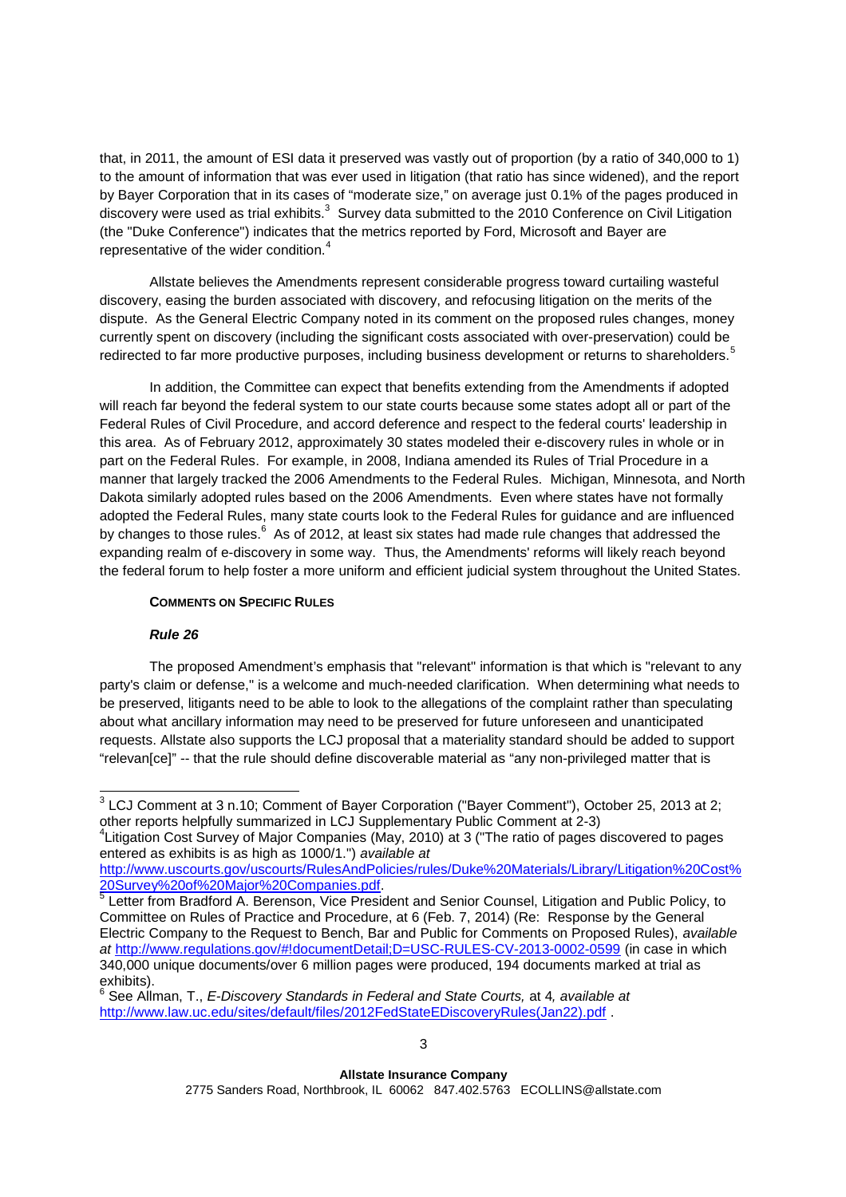that, in 2011, the amount of ESI data it preserved was vastly out of proportion (by a ratio of 340,000 to 1) to the amount of information that was ever used in litigation (that ratio has since widened), and the report by Bayer Corporation that in its cases of "moderate size," on average just 0.1% of the pages produced in discovery were used as trial exhibits.[3] Survey data submitted to the 2010 Conference on Civil Litigation (the "Duke Conference") indicates that the metrics reported by Ford, Microsoft and Bayer are representative of the wider condition.[4]

Allstate believes the Amendments represent considerable progress toward curtailing wasteful discovery, easing the burden associated with discovery, and refocusing litigation on the merits of the dispute. As the General Electric Company noted in its comment on the proposed rules changes, money currently spent on discovery (including the significant costs associated with over-preservation) could be redirected to far more productive purposes, including business development or returns to shareholders.[5]

In addition, the Committee can expect that benefits extending from the Amendments if adopted will reach far beyond the federal system to our state courts because some states adopt all or part of the Federal Rules of Civil Procedure, and accord deference and respect to the federal courts' leadership in this area. As of February 2012, approximately 30 states modeled their e-discovery rules in whole or in part on the Federal Rules. For example, in 2008, Indiana amended its Rules of Trial Procedure in a manner that largely tracked the 2006 Amendments to the Federal Rules. Michigan, Minnesota, and North Dakota similarly adopted rules based on the 2006 Amendments. Even where states have not formally adopted the Federal Rules, many state courts look to the Federal Rules for guidance and are influenced by changes to those rules.[6] As of 2012, at least six states had made rule changes that addressed the expanding realm of e-discovery in some way. Thus, the Amendments' reforms will likely reach beyond the federal forum to help foster a more uniform and efficient judicial system throughout the United States.

**COMMENTS ON SPECIFIC RULES**

***Rule 26***

The proposed Amendment's emphasis that "relevant" information is that which is "relevant to any party's claim or defense," is a welcome and much-needed clarification. When determining what needs to be preserved, litigants need to be able to look to the allegations of the complaint rather than speculating about what ancillary information may need to be preserved for future unforeseen and unanticipated requests. Allstate also supports the LCJ proposal that a materiality standard should be added to support "relevan[ce]" -- that the rule should define discoverable material as "any non-privileged matter that is

---

[3] LCJ Comment at 3 n.10; Comment of Bayer Corporation ("Bayer Comment"), October 25, 2013 at 2; other reports helpfully summarized in LCJ Supplementary Public Comment at 2-3)

[4] Litigation Cost Survey of Major Companies (May, 2010) at 3 ("The ratio of pages discovered to pages entered as exhibits is as high as 1000/1.") *available at* http://www.uscourts.gov/uscourts/RulesAndPolicies/rules/Duke%20Materials/Library/Litigation%20Cost%20Survey%20of%20Major%20Companies.pdf.

[5] Letter from Bradford A. Berenson, Vice President and Senior Counsel, Litigation and Public Policy, to Committee on Rules of Practice and Procedure, at 6 (Feb. 7, 2014) (Re: Response by the General Electric Company to the Request to Bench, Bar and Public for Comments on Proposed Rules), *available at* http://www.regulations.gov/#!documentDetail;D=USC-RULES-CV-2013-0002-0599 (in case in which 340,000 unique documents/over 6 million pages were produced, 194 documents marked at trial as exhibits).

[6] See Allman, T., *E-Discovery Standards in Federal and State Courts,* at 4*, available at* http://www.law.uc.edu/sites/default/files/2012FedStateEDiscoveryRules(Jan22).pdf .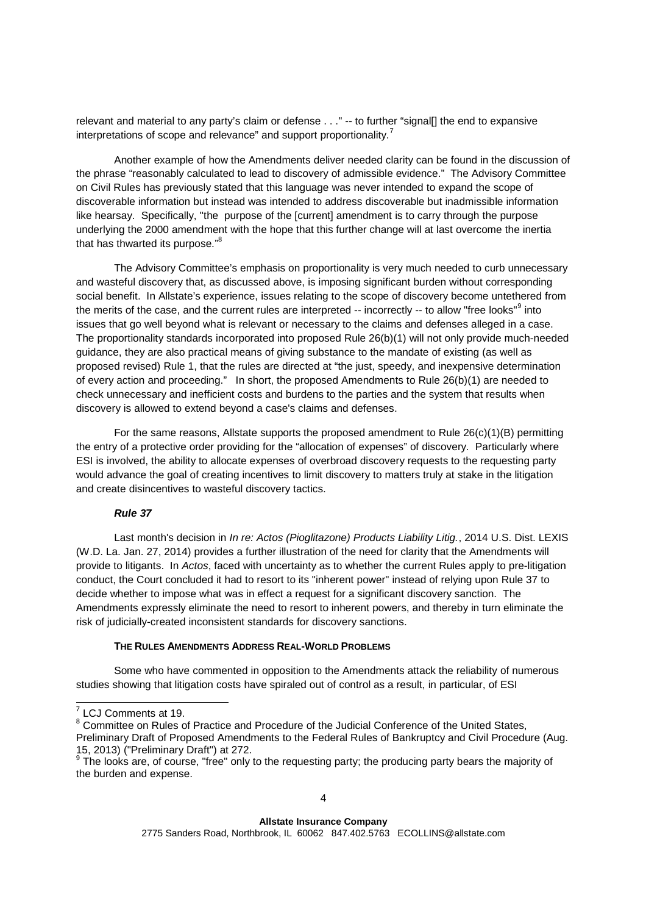relevant and material to any party's claim or defense . . ." -- to further "signal[] the end to expansive interpretations of scope and relevance" and support proportionality.[7]

Another example of how the Amendments deliver needed clarity can be found in the discussion of the phrase "reasonably calculated to lead to discovery of admissible evidence." The Advisory Committee on Civil Rules has previously stated that this language was never intended to expand the scope of discoverable information but instead was intended to address discoverable but inadmissible information like hearsay. Specifically, "the purpose of the [current] amendment is to carry through the purpose underlying the 2000 amendment with the hope that this further change will at last overcome the inertia that has thwarted its purpose."[8]

The Advisory Committee's emphasis on proportionality is very much needed to curb unnecessary and wasteful discovery that, as discussed above, is imposing significant burden without corresponding social benefit. In Allstate's experience, issues relating to the scope of discovery become untethered from the merits of the case, and the current rules are interpreted -- incorrectly -- to allow "free looks"[9] into issues that go well beyond what is relevant or necessary to the claims and defenses alleged in a case. The proportionality standards incorporated into proposed Rule 26(b)(1) will not only provide much-needed guidance, they are also practical means of giving substance to the mandate of existing (as well as proposed revised) Rule 1, that the rules are directed at "the just, speedy, and inexpensive determination of every action and proceeding." In short, the proposed Amendments to Rule 26(b)(1) are needed to check unnecessary and inefficient costs and burdens to the parties and the system that results when discovery is allowed to extend beyond a case's claims and defenses.

For the same reasons, Allstate supports the proposed amendment to Rule 26(c)(1)(B) permitting the entry of a protective order providing for the "allocation of expenses" of discovery. Particularly where ESI is involved, the ability to allocate expenses of overbroad discovery requests to the requesting party would advance the goal of creating incentives to limit discovery to matters truly at stake in the litigation and create disincentives to wasteful discovery tactics.

***Rule 37***

Last month's decision in *In re: Actos (Pioglitazone) Products Liability Litig.*, 2014 U.S. Dist. LEXIS (W.D. La. Jan. 27, 2014) provides a further illustration of the need for clarity that the Amendments will provide to litigants. In *Actos*, faced with uncertainty as to whether the current Rules apply to pre-litigation conduct, the Court concluded it had to resort to its "inherent power" instead of relying upon Rule 37 to decide whether to impose what was in effect a request for a significant discovery sanction. The Amendments expressly eliminate the need to resort to inherent powers, and thereby in turn eliminate the risk of judicially-created inconsistent standards for discovery sanctions.

**THE RULES AMENDMENTS ADDRESS REAL-WORLD PROBLEMS**

Some who have commented in opposition to the Amendments attack the reliability of numerous studies showing that litigation costs have spiraled out of control as a result, in particular, of ESI

---

[7] LCJ Comments at 19.

[8] Committee on Rules of Practice and Procedure of the Judicial Conference of the United States, Preliminary Draft of Proposed Amendments to the Federal Rules of Bankruptcy and Civil Procedure (Aug. 15, 2013) ("Preliminary Draft") at 272.

[9] The looks are, of course, "free" only to the requesting party; the producing party bears the majority of the burden and expense.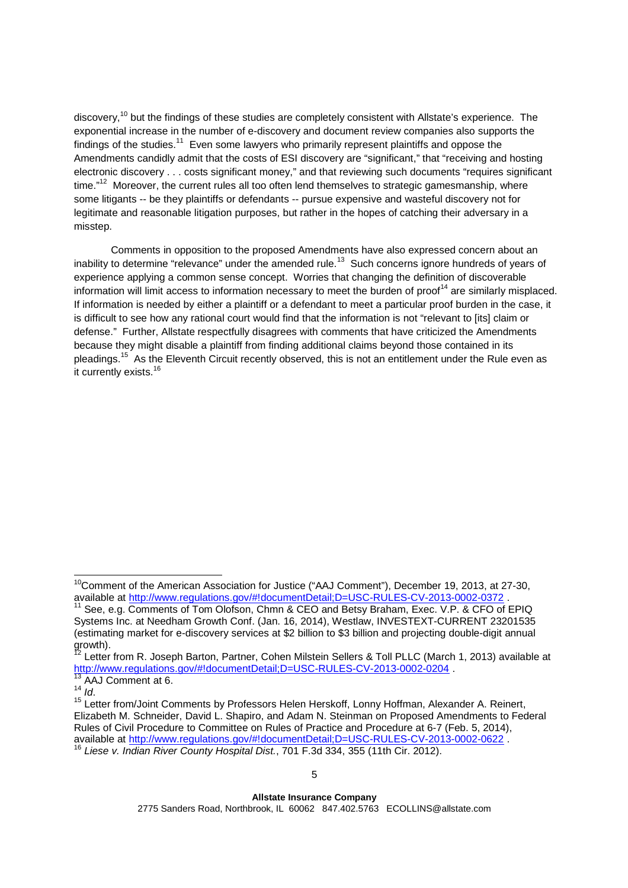discovery,[10] but the findings of these studies are completely consistent with Allstate's experience. The exponential increase in the number of e-discovery and document review companies also supports the findings of the studies.[11] Even some lawyers who primarily represent plaintiffs and oppose the Amendments candidly admit that the costs of ESI discovery are "significant," that "receiving and hosting electronic discovery . . . costs significant money," and that reviewing such documents "requires significant time."[12] Moreover, the current rules all too often lend themselves to strategic gamesmanship, where some litigants -- be they plaintiffs or defendants -- pursue expensive and wasteful discovery not for legitimate and reasonable litigation purposes, but rather in the hopes of catching their adversary in a misstep.

Comments in opposition to the proposed Amendments have also expressed concern about an inability to determine "relevance" under the amended rule.[13] Such concerns ignore hundreds of years of experience applying a common sense concept. Worries that changing the definition of discoverable information will limit access to information necessary to meet the burden of proof[14] are similarly misplaced. If information is needed by either a plaintiff or a defendant to meet a particular proof burden in the case, it is difficult to see how any rational court would find that the information is not "relevant to [its] claim or defense." Further, Allstate respectfully disagrees with comments that have criticized the Amendments because they might disable a plaintiff from finding additional claims beyond those contained in its pleadings.[15] As the Eleventh Circuit recently observed, this is not an entitlement under the Rule even as it currently exists.[16]

---

[10] Comment of the American Association for Justice ("AAJ Comment"), December 19, 2013, at 27-30, available at http://www.regulations.gov/#!documentDetail;D=USC-RULES-CV-2013-0002-0372 .

[11] See, e.g. Comments of Tom Olofson, Chmn & CEO and Betsy Braham, Exec. V.P. & CFO of EPIQ Systems Inc. at Needham Growth Conf. (Jan. 16, 2014), Westlaw, INVESTEXT-CURRENT 23201535 (estimating market for e-discovery services at $2 billion to $3 billion and projecting double-digit annual growth).

[12] Letter from R. Joseph Barton, Partner, Cohen Milstein Sellers & Toll PLLC (March 1, 2013) available at http://www.regulations.gov/#!documentDetail;D=USC-RULES-CV-2013-0002-0204 .

[13] AAJ Comment at 6.

[14] *Id*.

[15] Letter from/Joint Comments by Professors Helen Herskoff, Lonny Hoffman, Alexander A. Reinert, Elizabeth M. Schneider, David L. Shapiro, and Adam N. Steinman on Proposed Amendments to Federal Rules of Civil Procedure to Committee on Rules of Practice and Procedure at 6-7 (Feb. 5, 2014), available at http://www.regulations.gov/#!documentDetail;D=USC-RULES-CV-2013-0002-0622 .

[16] *Liese v. Indian River County Hospital Dist.*, 701 F.3d 334, 355 (11th Cir. 2012).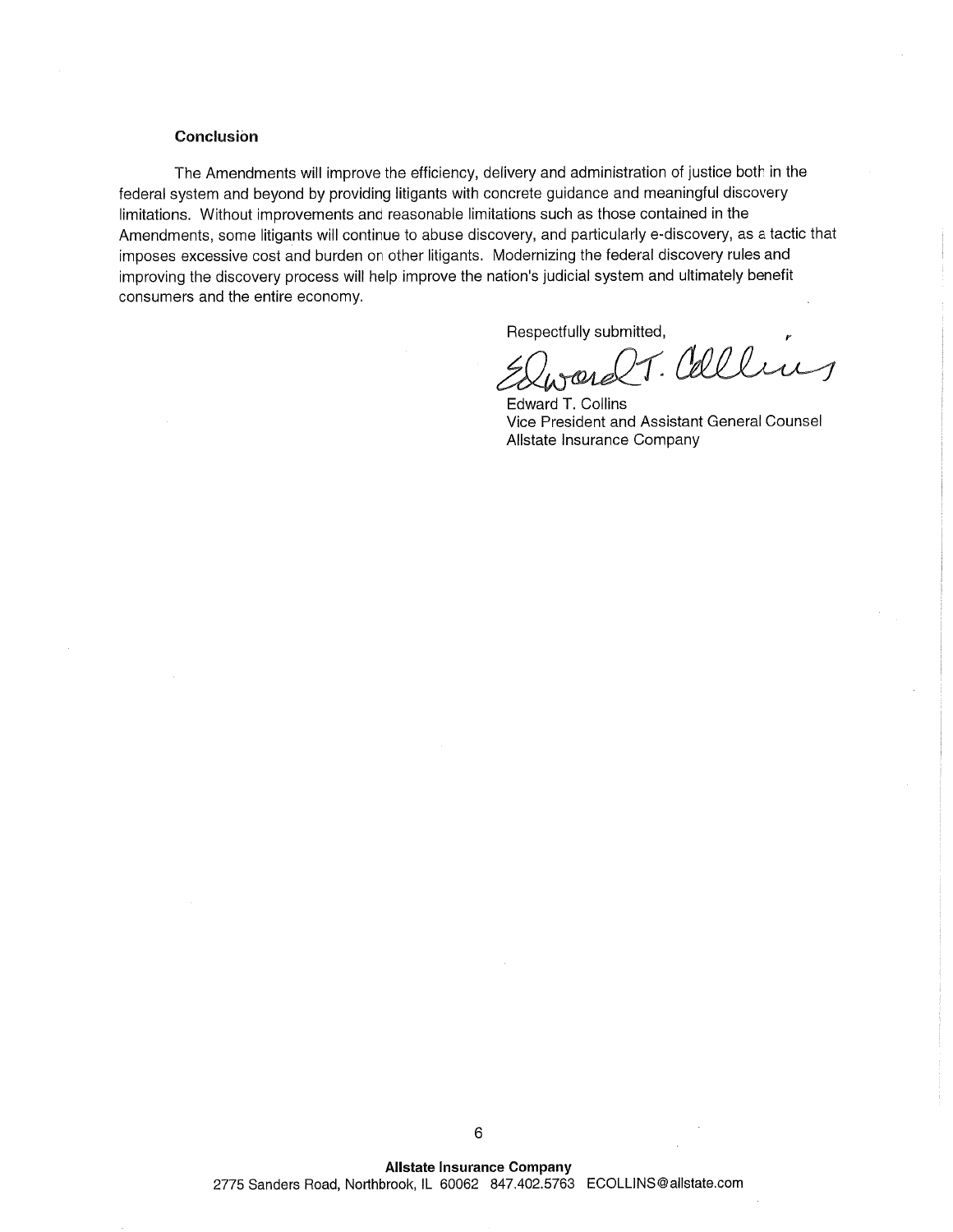**Conclusion**

The Amendments will improve the efficiency, delivery and administration of justice both in the federal system and beyond by providing litigants with concrete guidance and meaningful discovery limitations. Without improvements and reasonable limitations such as those contained in the Amendments, some litigants will continue to abuse discovery, and particularly e-discovery, as a tactic that imposes excessive cost and burden on other litigants. Modernizing the federal discovery rules and improving the discovery process will help improve the nation's judicial system and ultimately benefit consumers and the entire economy.

Respectfully submitted,

Edward T. Collins
Vice President and Assistant General Counsel
Allstate Insurance Company

**Allstate Insurance Company**
2775 Sanders Road, Northbrook, IL 60062 847.402.5763 ECOLLINS@allstate.com